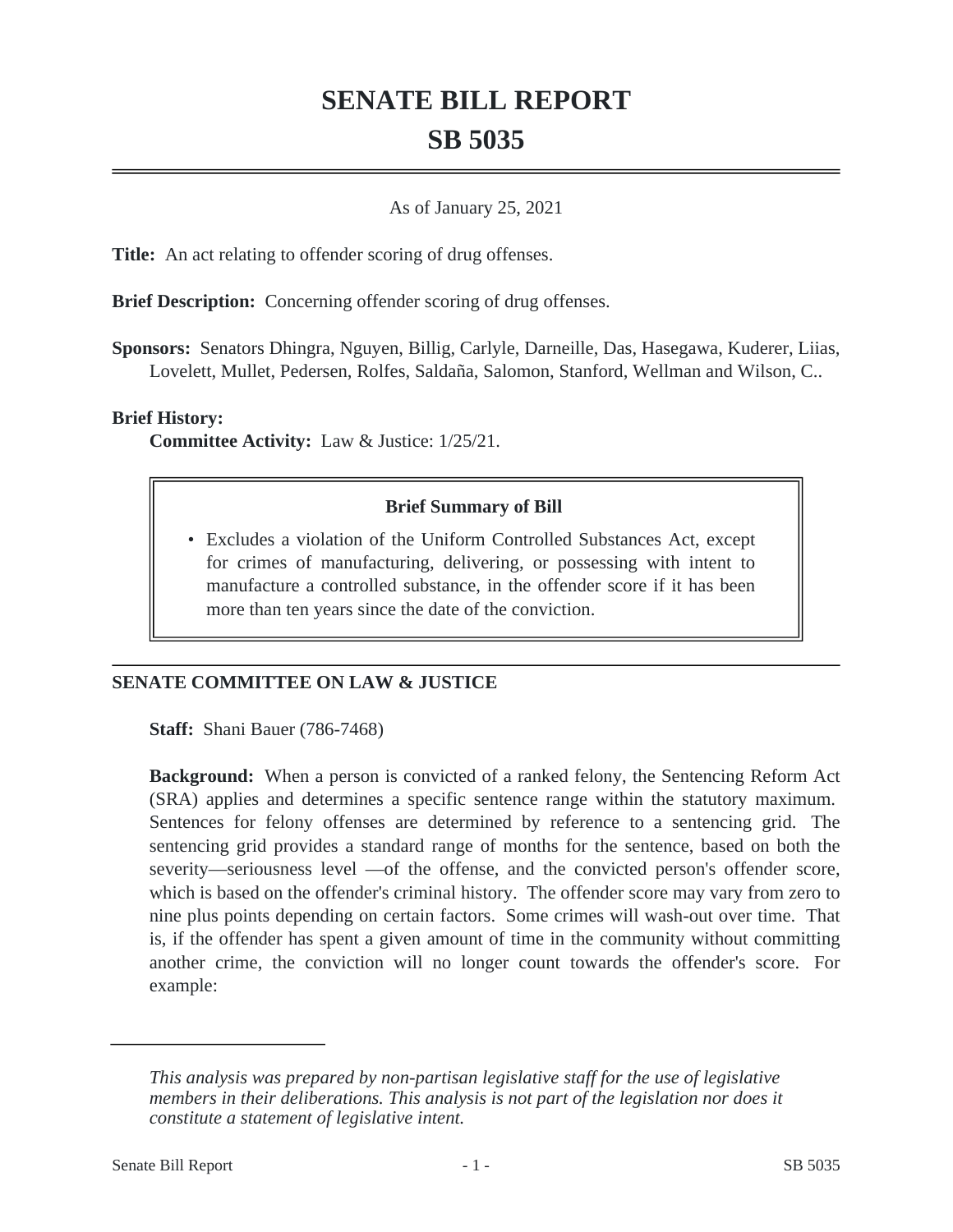# SENATE BILL REPORT

# SB 5035

As of January 25, 2021

**Title:** An act relating to offender scoring of drug offenses.

**Brief Description:** Concerning offender scoring of drug offenses.

**Sponsors:** Senators Dhingra, Nguyen, Billig, Carlyle, Darneille, Das, Hasegawa, Kuderer, Liias, Lovelett, Mullet, Pedersen, Rolfes, Saldaña, Salomon, Stanford, Wellman and Wilson, C..

**Brief History:**

**Committee Activity:** Law & Justice: 1/25/21.

> **Brief Summary of Bill**
>
> - Excludes a violation of the Uniform Controlled Substances Act, except for crimes of manufacturing, delivering, or possessing with intent to manufacture a controlled substance, in the offender score if it has been more than ten years since the date of the conviction.

## SENATE COMMITTEE ON LAW & JUSTICE

**Staff:** Shani Bauer (786-7468)

**Background:** When a person is convicted of a ranked felony, the Sentencing Reform Act (SRA) applies and determines a specific sentence range within the statutory maximum. Sentences for felony offenses are determined by reference to a sentencing grid. The sentencing grid provides a standard range of months for the sentence, based on both the severity—seriousness level —of the offense, and the convicted person's offender score, which is based on the offender's criminal history. The offender score may vary from zero to nine plus points depending on certain factors. Some crimes will wash-out over time. That is, if the offender has spent a given amount of time in the community without committing another crime, the conviction will no longer count towards the offender's score. For example:

---

*This analysis was prepared by non-partisan legislative staff for the use of legislative members in their deliberations. This analysis is not part of the legislation nor does it constitute a statement of legislative intent.*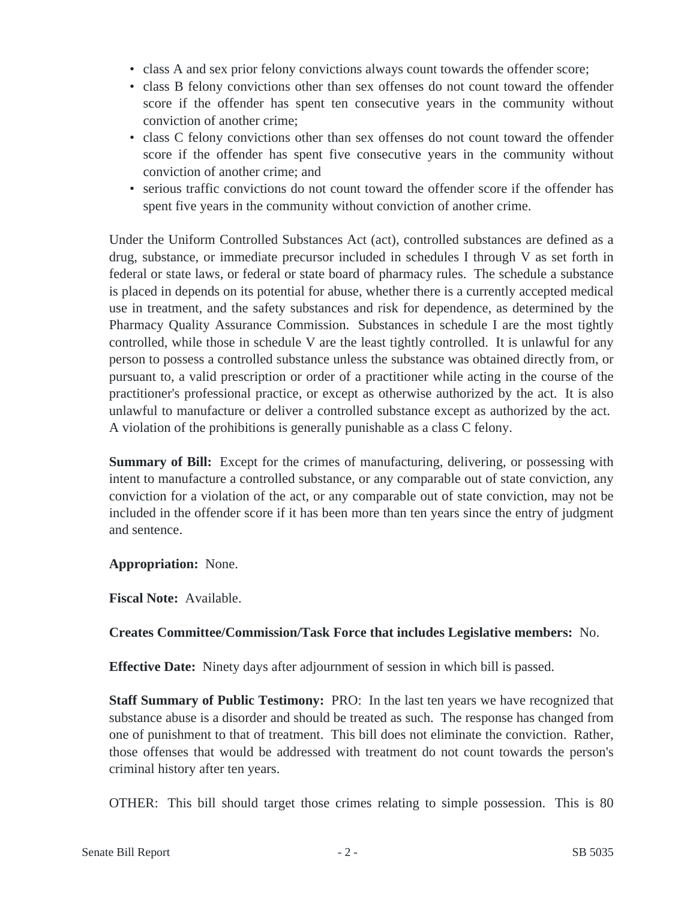- class A and sex prior felony convictions always count towards the offender score;
- class B felony convictions other than sex offenses do not count toward the offender score if the offender has spent ten consecutive years in the community without conviction of another crime;
- class C felony convictions other than sex offenses do not count toward the offender score if the offender has spent five consecutive years in the community without conviction of another crime; and
- serious traffic convictions do not count toward the offender score if the offender has spent five years in the community without conviction of another crime.

Under the Uniform Controlled Substances Act (act), controlled substances are defined as a drug, substance, or immediate precursor included in schedules I through V as set forth in federal or state laws, or federal or state board of pharmacy rules. The schedule a substance is placed in depends on its potential for abuse, whether there is a currently accepted medical use in treatment, and the safety substances and risk for dependence, as determined by the Pharmacy Quality Assurance Commission. Substances in schedule I are the most tightly controlled, while those in schedule V are the least tightly controlled. It is unlawful for any person to possess a controlled substance unless the substance was obtained directly from, or pursuant to, a valid prescription or order of a practitioner while acting in the course of the practitioner's professional practice, or except as otherwise authorized by the act. It is also unlawful to manufacture or deliver a controlled substance except as authorized by the act. A violation of the prohibitions is generally punishable as a class C felony.

**Summary of Bill:** Except for the crimes of manufacturing, delivering, or possessing with intent to manufacture a controlled substance, or any comparable out of state conviction, any conviction for a violation of the act, or any comparable out of state conviction, may not be included in the offender score if it has been more than ten years since the entry of judgment and sentence.

**Appropriation:** None.

**Fiscal Note:** Available.

**Creates Committee/Commission/Task Force that includes Legislative members:** No.

**Effective Date:** Ninety days after adjournment of session in which bill is passed.

**Staff Summary of Public Testimony:** PRO: In the last ten years we have recognized that substance abuse is a disorder and should be treated as such. The response has changed from one of punishment to that of treatment. This bill does not eliminate the conviction. Rather, those offenses that would be addressed with treatment do not count towards the person's criminal history after ten years.

OTHER: This bill should target those crimes relating to simple possession. This is 80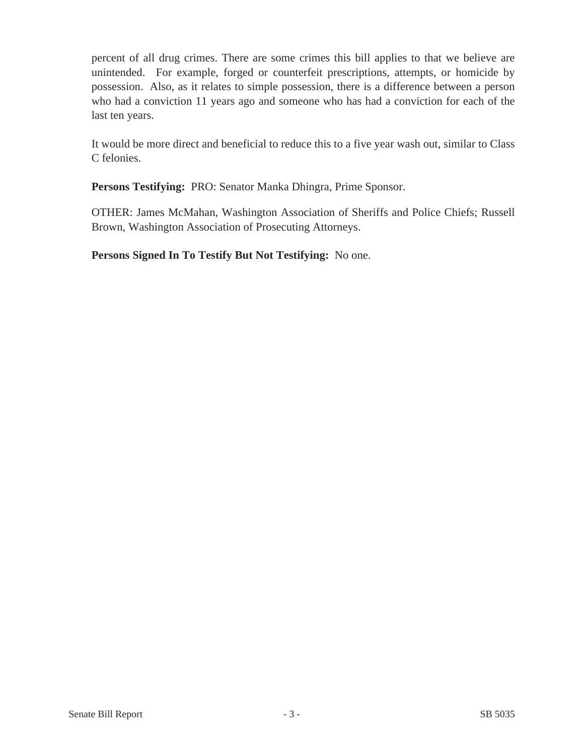percent of all drug crimes. There are some crimes this bill applies to that we believe are unintended. For example, forged or counterfeit prescriptions, attempts, or homicide by possession. Also, as it relates to simple possession, there is a difference between a person who had a conviction 11 years ago and someone who has had a conviction for each of the last ten years.

It would be more direct and beneficial to reduce this to a five year wash out, similar to Class C felonies.

**Persons Testifying:** PRO: Senator Manka Dhingra, Prime Sponsor.

OTHER: James McMahan, Washington Association of Sheriffs and Police Chiefs; Russell Brown, Washington Association of Prosecuting Attorneys.

**Persons Signed In To Testify But Not Testifying:** No one.